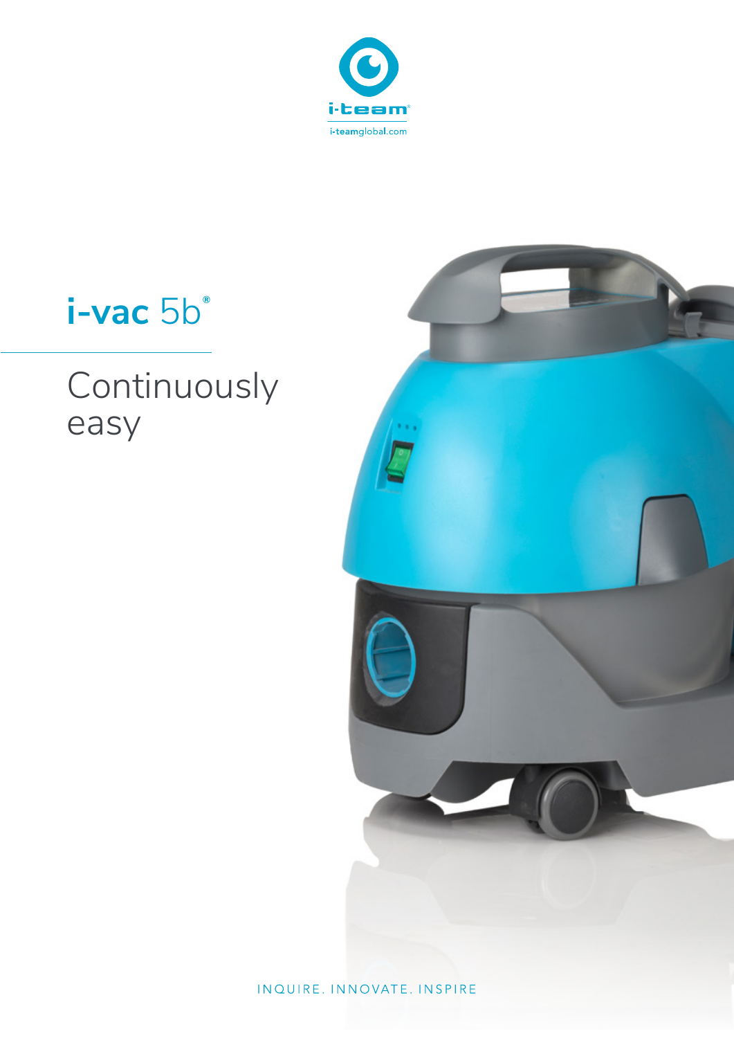i-team

i-teamglobal.com

# i-vac 5b®

## Continuously easy

INQUIRE. INNOVATE. INSPIRE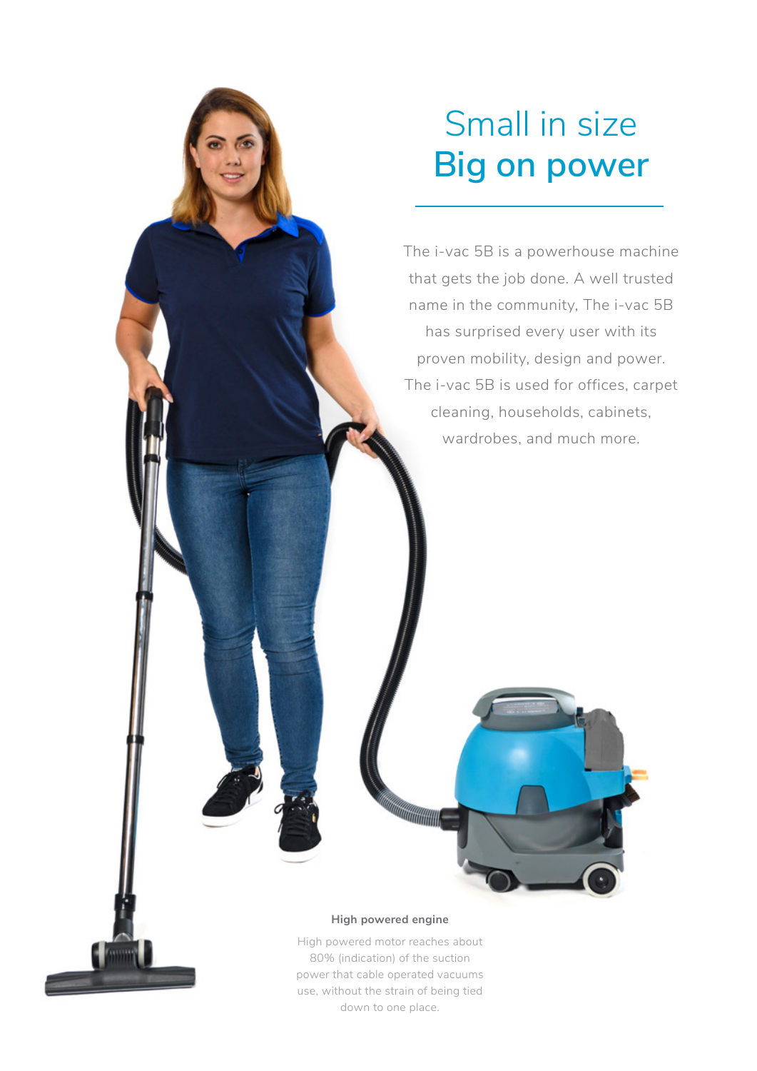# Small in size
# **Big on power**

The i-vac 5B is a powerhouse machine that gets the job done. A well trusted name in the community, The i-vac 5B has surprised every user with its proven mobility, design and power. The i-vac 5B is used for offices, carpet cleaning, households, cabinets, wardrobes, and much more.

**High powered engine**

High powered motor reaches about 80% (indication) of the suction power that cable operated vacuums use, without the strain of being tied down to one place.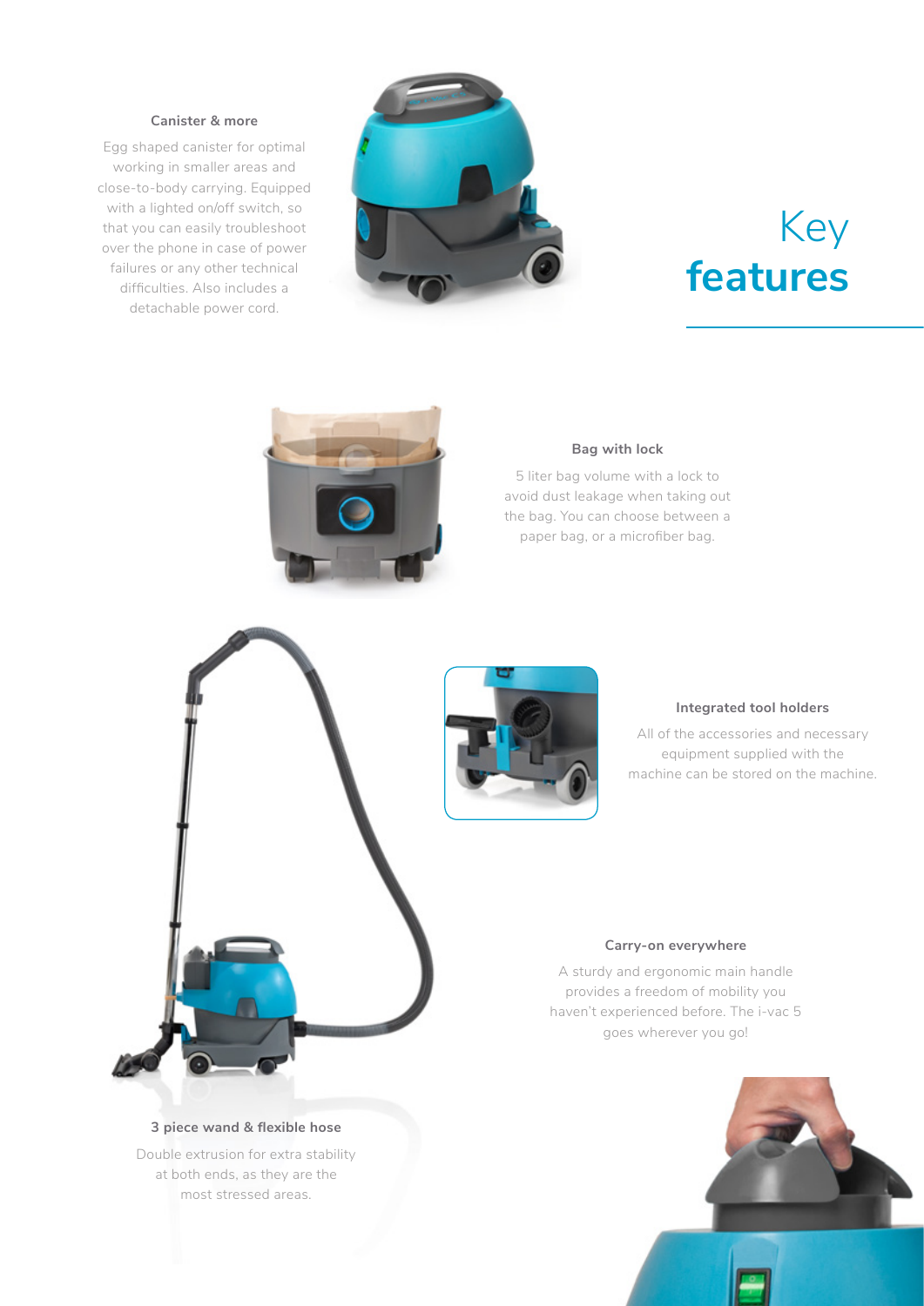# Key **features**

### Canister & more

Egg shaped canister for optimal working in smaller areas and close-to-body carrying. Equipped with a lighted on/off switch, so that you can easily troubleshoot over the phone in case of power failures or any other technical difficulties. Also includes a detachable power cord.

### Bag with lock

5 liter bag volume with a lock to avoid dust leakage when taking out the bag. You can choose between a paper bag, or a microfiber bag.

### Integrated tool holders

All of the accessories and necessary equipment supplied with the machine can be stored on the machine.

### Carry-on everywhere

A sturdy and ergonomic main handle provides a freedom of mobility you haven't experienced before. The i-vac 5 goes wherever you go!

### 3 piece wand & flexible hose

Double extrusion for extra stability at both ends, as they are the most stressed areas.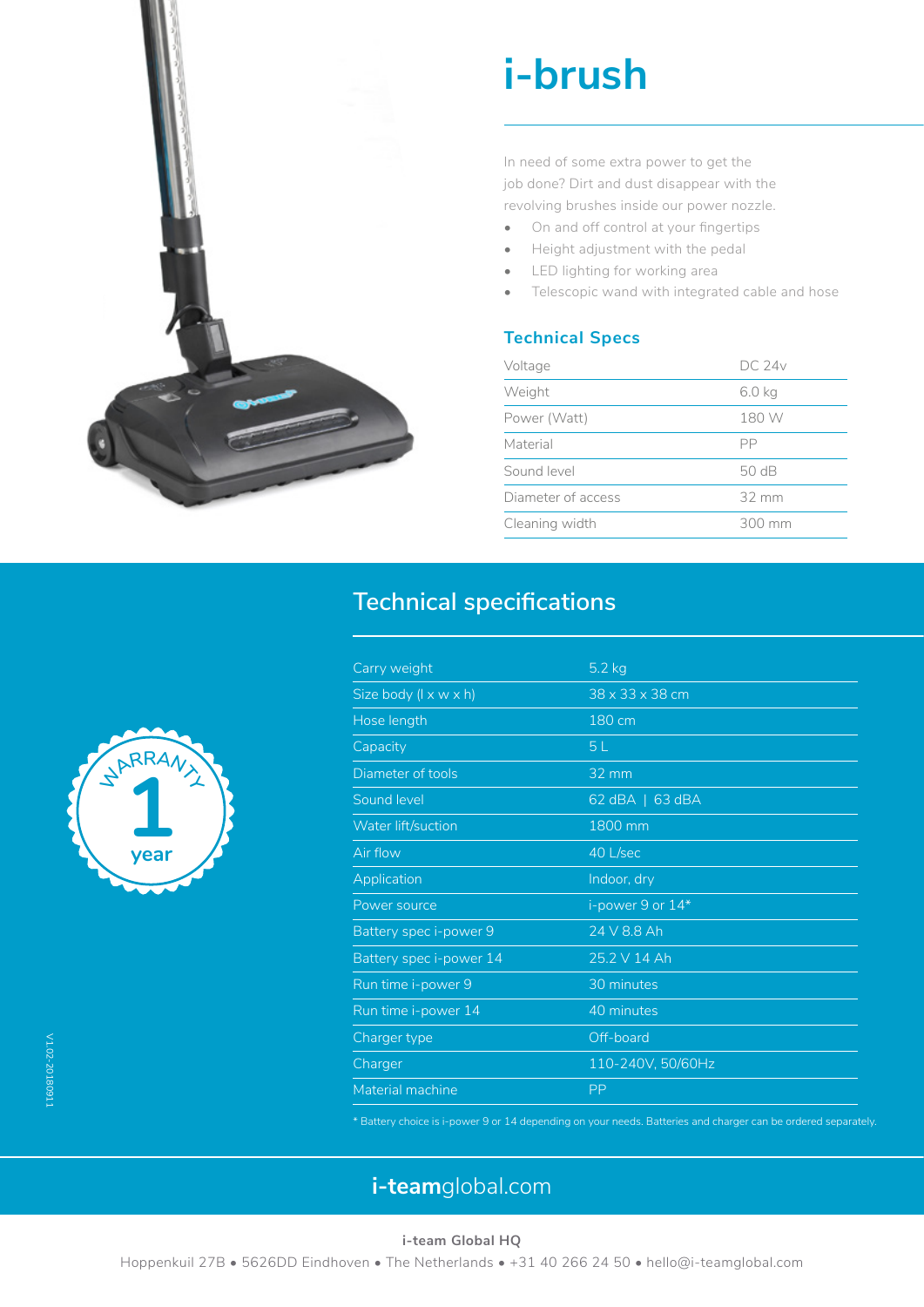# i-brush

In need of some extra power to get the job done? Dirt and dust disappear with the revolving brushes inside our power nozzle.

- On and off control at your fingertips
- Height adjustment with the pedal
- LED lighting for working area
- Telescopic wand with integrated cable and hose

### Technical Specs

| | |
|---|---|
| Voltage | DC 24v |
| Weight | 6.0 kg |
| Power (Watt) | 180 W |
| Material | PP |
| Sound level | 50 dB |
| Diameter of access | 32 mm |
| Cleaning width | 300 mm |

## Technical specifications

WARRANTY 1 year

| | |
|---|---|
| Carry weight | 5.2 kg |
| Size body (l x w x h) | 38 x 33 x 38 cm |
| Hose length | 180 cm |
| Capacity | 5 L |
| Diameter of tools | 32 mm |
| Sound level | 62 dBA \| 63 dBA |
| Water lift/suction | 1800 mm |
| Air flow | 40 L/sec |
| Application | Indoor, dry |
| Power source | i-power 9 or 14* |
| Battery spec i-power 9 | 24 V 8.8 Ah |
| Battery spec i-power 14 | 25.2 V 14 Ah |
| Run time i-power 9 | 30 minutes |
| Run time i-power 14 | 40 minutes |
| Charger type | Off-board |
| Charger | 110-240V, 50/60Hz |
| Material machine | PP |

* Battery choice is i-power 9 or 14 depending on your needs. Batteries and charger can be ordered separately.

V1.02-20180911

**i-team**global.com

**i-team Global HQ**

Hoppenkuil 27B • 5626DD Eindhoven • The Netherlands • +31 40 266 24 50 • hello@i-teamglobal.com